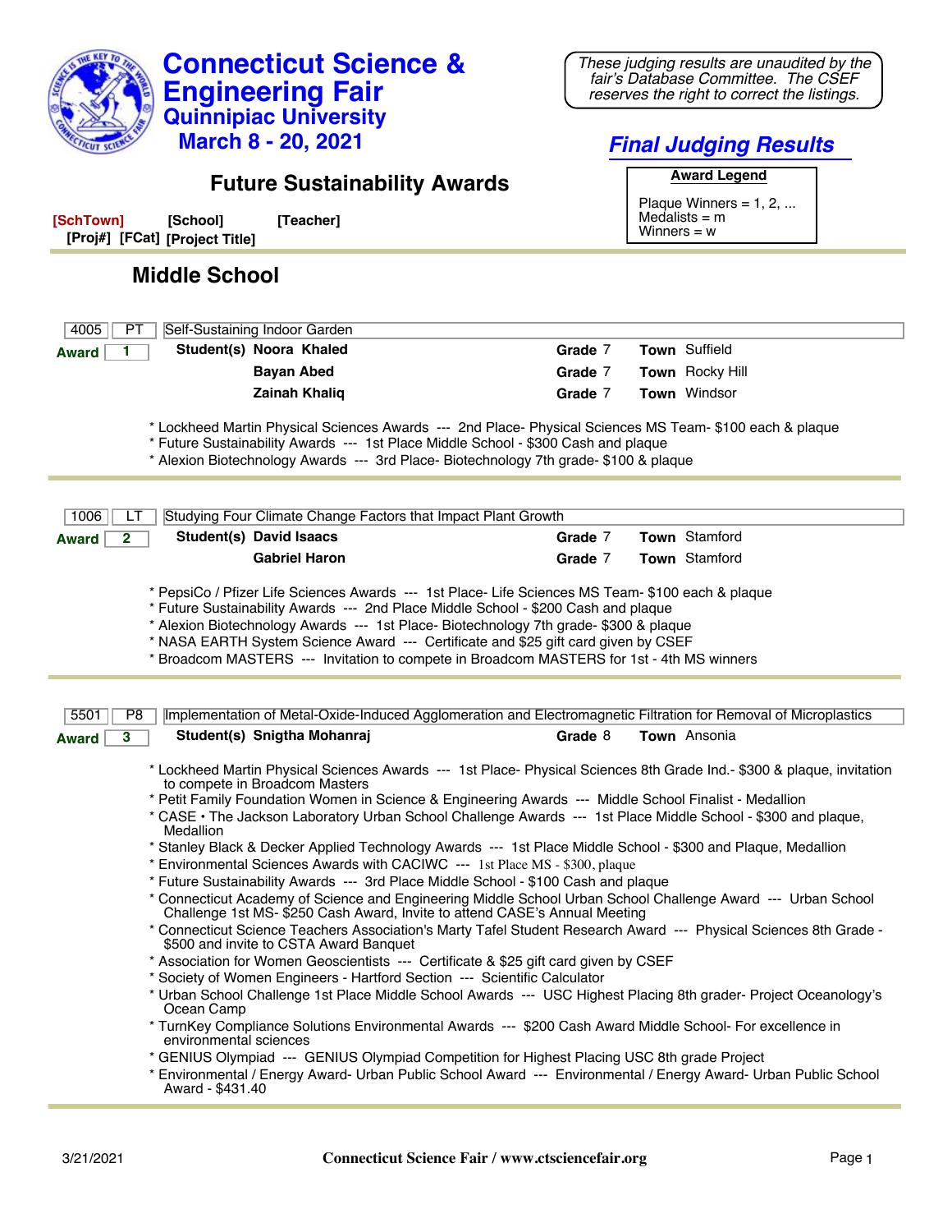# Connecticut Science & Engineering Fair

## Quinnipiac University

## March 8 - 20, 2021

*These judging results are unaudited by the fair's Database Committee. The CSEF reserves the right to correct the listings.*

## *Final Judging Results*

## Future Sustainability Awards

**Award Legend**

Plaque Winners = 1, 2, ...
Medalists = m
Winners = w

**[SchTown]** **[School]** **[Teacher]**
**[Proj#]** **[FCat]** **[Project Title]**

### Middle School

---

**4005** | **PT** | Self-Sustaining Indoor Garden

**Award 1**

| Student(s) | Grade | Town |
|---|---|---|
| **Noora Khaled** | 7 | Suffield |
| **Bayan Abed** | 7 | Rocky Hill |
| **Zainah Khaliq** | 7 | Windsor |

* Lockheed Martin Physical Sciences Awards --- 2nd Place- Physical Sciences MS Team- $100 each & plaque
* Future Sustainability Awards --- 1st Place Middle School - $300 Cash and plaque
* Alexion Biotechnology Awards --- 3rd Place- Biotechnology 7th grade- $100 & plaque

---

**1006** | **LT** | Studying Four Climate Change Factors that Impact Plant Growth

**Award 2**

| Student(s) | Grade | Town |
|---|---|---|
| **David Isaacs** | 7 | Stamford |
| **Gabriel Haron** | 7 | Stamford |

* PepsiCo / Pfizer Life Sciences Awards --- 1st Place- Life Sciences MS Team- $100 each & plaque
* Future Sustainability Awards --- 2nd Place Middle School - $200 Cash and plaque
* Alexion Biotechnology Awards --- 1st Place- Biotechnology 7th grade- $300 & plaque
* NASA EARTH System Science Award --- Certificate and $25 gift card given by CSEF
* Broadcom MASTERS --- Invitation to compete in Broadcom MASTERS for 1st - 4th MS winners

---

**5501** | **P8** | Implementation of Metal-Oxide-Induced Agglomeration and Electromagnetic Filtration for Removal of Microplastics

**Award 3**

| Student(s) | Grade | Town |
|---|---|---|
| **Snigtha Mohanraj** | 8 | Ansonia |

* Lockheed Martin Physical Sciences Awards --- 1st Place- Physical Sciences 8th Grade Ind.- $300 & plaque, invitation to compete in Broadcom Masters
* Petit Family Foundation Women in Science & Engineering Awards --- Middle School Finalist - Medallion
* CASE • The Jackson Laboratory Urban School Challenge Awards --- 1st Place Middle School - $300 and plaque, Medallion
* Stanley Black & Decker Applied Technology Awards --- 1st Place Middle School - $300 and Plaque, Medallion
* Environmental Sciences Awards with CACIWC --- 1st Place MS - $300, plaque
* Future Sustainability Awards --- 3rd Place Middle School - $100 Cash and plaque
* Connecticut Academy of Science and Engineering Middle School Urban School Challenge Award --- Urban School Challenge 1st MS- $250 Cash Award, Invite to attend CASE's Annual Meeting
* Connecticut Science Teachers Association's Marty Tafel Student Research Award --- Physical Sciences 8th Grade - $500 and invite to CSTA Award Banquet
* Association for Women Geoscientists --- Certificate & $25 gift card given by CSEF
* Society of Women Engineers - Hartford Section --- Scientific Calculator
* Urban School Challenge 1st Place Middle School Awards --- USC Highest Placing 8th grader- Project Oceanology's Ocean Camp
* TurnKey Compliance Solutions Environmental Awards --- $200 Cash Award Middle School- For excellence in environmental sciences
* GENIUS Olympiad --- GENIUS Olympiad Competition for Highest Placing USC 8th grade Project
* Environmental / Energy Award- Urban Public School Award --- Environmental / Energy Award- Urban Public School Award - $431.40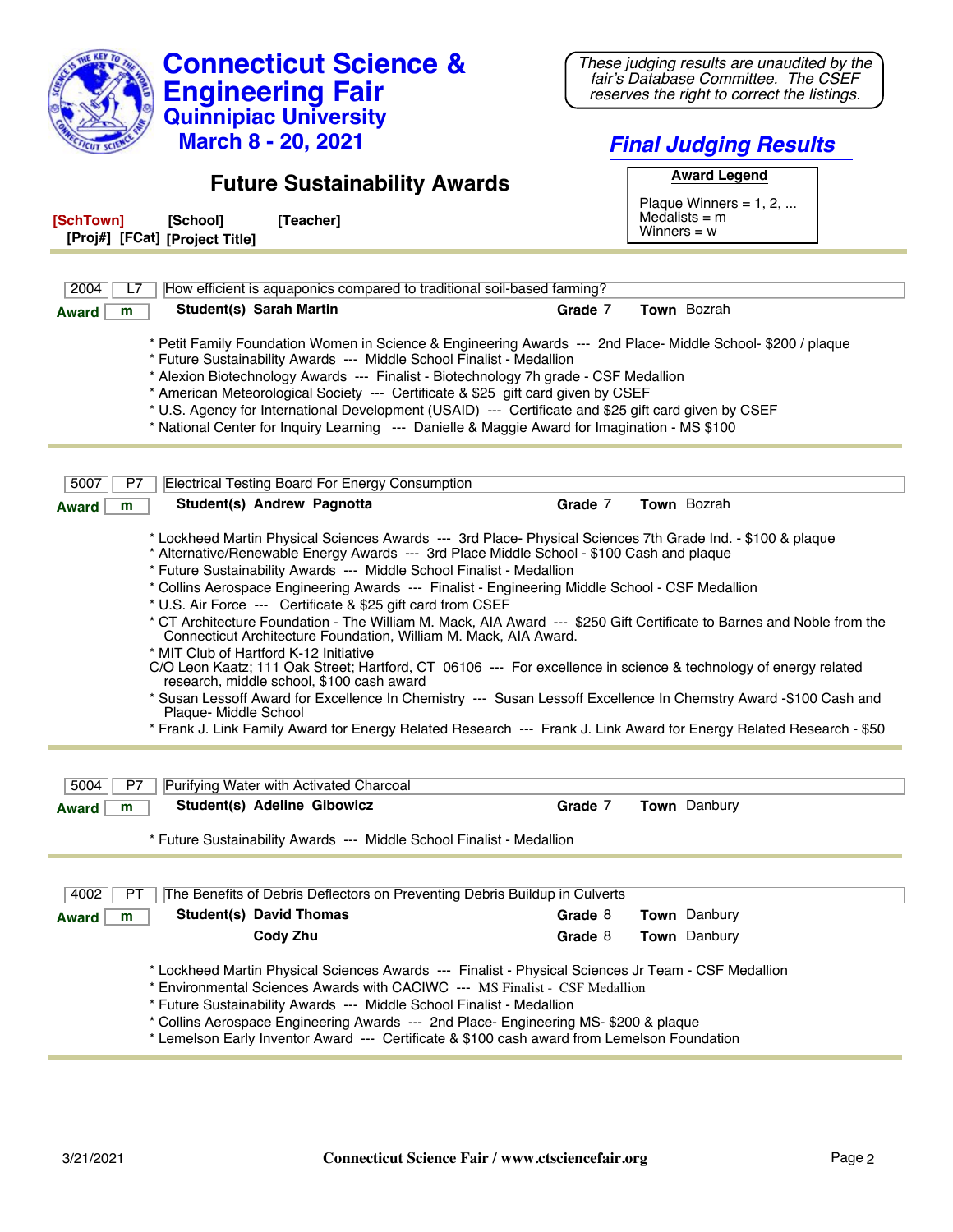# Connecticut Science & Engineering Fair

## Quinnipiac University

**March 8 - 20, 2021**

*These judging results are unaudited by the fair's Database Committee. The CSEF reserves the right to correct the listings.*

## *Final Judging Results*

## Future Sustainability Awards

**Award Legend**

Plaque Winners = 1, 2, ...
Medalists = m
Winners = w

**[SchTown]** **[School]** **[Teacher]**
**[Proj#]** **[FCat]** **[Project Title]**

---

**2004** | **L7** | How efficient is aquaponics compared to traditional soil-based farming?

**Award** m — **Student(s)** Sarah Martin — **Grade** 7 — **Town** Bozrah

* Petit Family Foundation Women in Science & Engineering Awards --- 2nd Place- Middle School- $200 / plaque
* Future Sustainability Awards --- Middle School Finalist - Medallion
* Alexion Biotechnology Awards --- Finalist - Biotechnology 7h grade - CSF Medallion
* American Meteorological Society --- Certificate & $25 gift card given by CSEF
* U.S. Agency for International Development (USAID) --- Certificate and $25 gift card given by CSEF
* National Center for Inquiry Learning --- Danielle & Maggie Award for Imagination - MS $100

---

**5007** | **P7** | Electrical Testing Board For Energy Consumption

**Award** m — **Student(s)** Andrew Pagnotta — **Grade** 7 — **Town** Bozrah

* Lockheed Martin Physical Sciences Awards --- 3rd Place- Physical Sciences 7th Grade Ind. - $100 & plaque
* Alternative/Renewable Energy Awards --- 3rd Place Middle School - $100 Cash and plaque
* Future Sustainability Awards --- Middle School Finalist - Medallion
* Collins Aerospace Engineering Awards --- Finalist - Engineering Middle School - CSF Medallion
* U.S. Air Force --- Certificate & $25 gift card from CSEF
* CT Architecture Foundation - The William M. Mack, AIA Award --- $250 Gift Certificate to Barnes and Noble from the Connecticut Architecture Foundation, William M. Mack, AIA Award.
* MIT Club of Hartford K-12 Initiative
C/O Leon Kaatz; 111 Oak Street; Hartford, CT 06106 --- For excellence in science & technology of energy related research, middle school, $100 cash award
* Susan Lessoff Award for Excellence In Chemistry --- Susan Lessoff Excellence In Chemstry Award -$100 Cash and Plaque- Middle School
* Frank J. Link Family Award for Energy Related Research --- Frank J. Link Award for Energy Related Research - $50

---

**5004** | **P7** | Purifying Water with Activated Charcoal

**Award** m — **Student(s)** Adeline Gibowicz — **Grade** 7 — **Town** Danbury

* Future Sustainability Awards --- Middle School Finalist - Medallion

---

**4002** | **PT** | The Benefits of Debris Deflectors on Preventing Debris Buildup in Culverts

**Award** m — **Student(s)** David Thomas — **Grade** 8 — **Town** Danbury
Cody Zhu — **Grade** 8 — **Town** Danbury

* Lockheed Martin Physical Sciences Awards --- Finalist - Physical Sciences Jr Team - CSF Medallion
* Environmental Sciences Awards with CACIWC --- MS Finalist - CSF Medallion
* Future Sustainability Awards --- Middle School Finalist - Medallion
* Collins Aerospace Engineering Awards --- 2nd Place- Engineering MS- $200 & plaque
* Lemelson Early Inventor Award --- Certificate & $100 cash award from Lemelson Foundation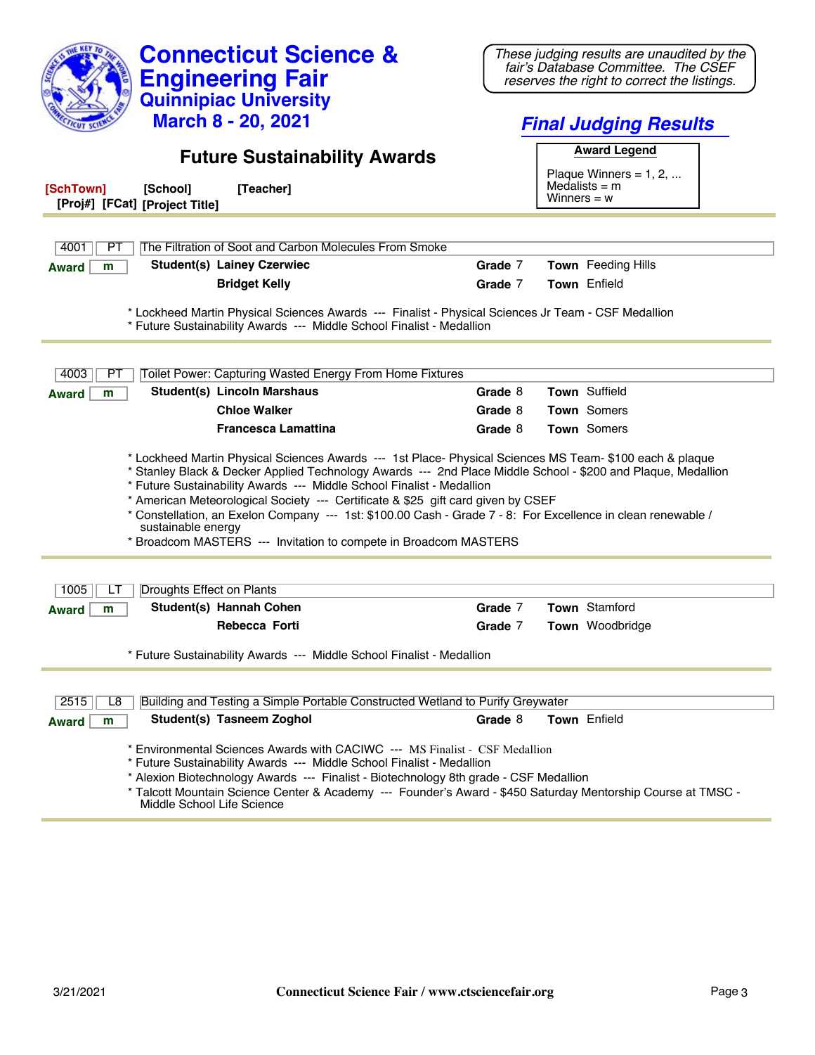# Connecticut Science & Engineering Fair

## Quinnipiac University

### March 8 - 20, 2021

*These judging results are unaudited by the fair's Database Committee. The CSEF reserves the right to correct the listings.*

***Final Judging Results***

## Future Sustainability Awards

**Award Legend**

Plaque Winners = 1, 2, ...
Medalists = m
Winners = w

**[SchTown]** **[School]** **[Teacher]**
**[Proj#]** **[FCat]** **[Project Title]**

---

**4001** | **PT** | The Filtration of Soot and Carbon Molecules From Smoke

**Award** m

| Student(s) | Grade | Town |
|---|---|---|
| Lainey Czerwiec | 7 | Feeding Hills |
| Bridget Kelly | 7 | Enfield |

* Lockheed Martin Physical Sciences Awards --- Finalist - Physical Sciences Jr Team - CSF Medallion
* Future Sustainability Awards --- Middle School Finalist - Medallion

---

**4003** | **PT** | Toilet Power: Capturing Wasted Energy From Home Fixtures

**Award** m

| Student(s) | Grade | Town |
|---|---|---|
| Lincoln Marshaus | 8 | Suffield |
| Chloe Walker | 8 | Somers |
| Francesca Lamattina | 8 | Somers |

* Lockheed Martin Physical Sciences Awards --- 1st Place- Physical Sciences MS Team- $100 each & plaque
* Stanley Black & Decker Applied Technology Awards --- 2nd Place Middle School - $200 and Plaque, Medallion
* Future Sustainability Awards --- Middle School Finalist - Medallion
* American Meteorological Society --- Certificate & $25 gift card given by CSEF
* Constellation, an Exelon Company --- 1st: $100.00 Cash - Grade 7 - 8: For Excellence in clean renewable / sustainable energy
* Broadcom MASTERS --- Invitation to compete in Broadcom MASTERS

---

**1005** | **LT** | Droughts Effect on Plants

**Award** m

| Student(s) | Grade | Town |
|---|---|---|
| Hannah Cohen | 7 | Stamford |
| Rebecca Forti | 7 | Woodbridge |

* Future Sustainability Awards --- Middle School Finalist - Medallion

---

**2515** | **L8** | Building and Testing a Simple Portable Constructed Wetland to Purify Greywater

**Award** m

| Student(s) | Grade | Town |
|---|---|---|
| Tasneem Zoghol | 8 | Enfield |

* Environmental Sciences Awards with CACIWC --- MS Finalist - CSF Medallion
* Future Sustainability Awards --- Middle School Finalist - Medallion
* Alexion Biotechnology Awards --- Finalist - Biotechnology 8th grade - CSF Medallion
* Talcott Mountain Science Center & Academy --- Founder's Award - $450 Saturday Mentorship Course at TMSC - Middle School Life Science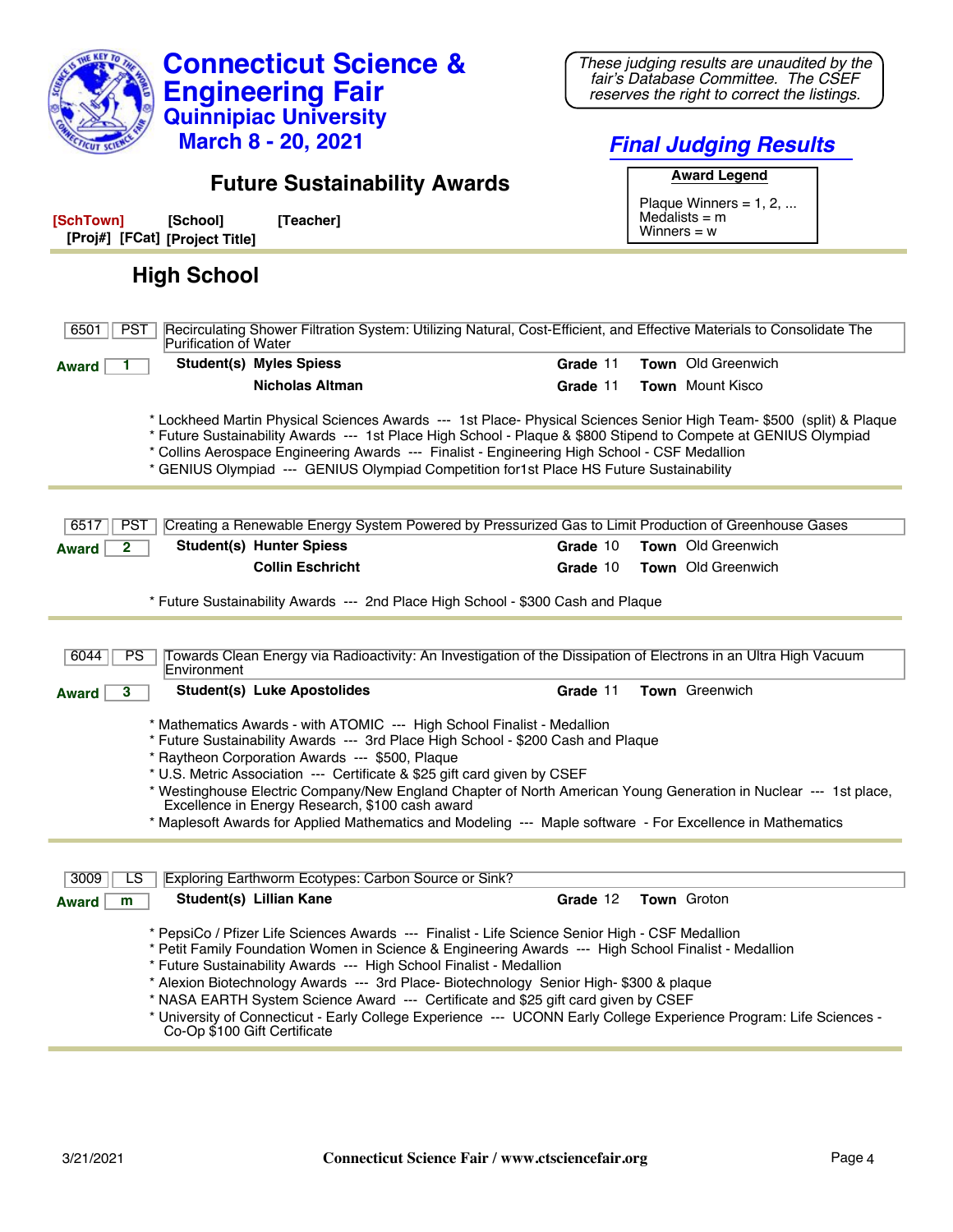# Connecticut Science & Engineering Fair
## Quinnipiac University
## March 8 - 20, 2021

*These judging results are unaudited by the fair's Database Committee. The CSEF reserves the right to correct the listings.*

## *Final Judging Results*

## Future Sustainability Awards

**Award Legend**
Plaque Winners = 1, 2, ...
Medalists = m
Winners = w

[SchTown] [School] [Teacher]
[Proj#] [FCat] [Project Title]

## High School

---

**6501** | **PST** | Recirculating Shower Filtration System: Utilizing Natural, Cost-Efficient, and Effective Materials to Consolidate The Purification of Water

**Award** 1

| Student(s) | Grade | Town |
|---|---|---|
| Myles Spiess | 11 | Old Greenwich |
| Nicholas Altman | 11 | Mount Kisco |

* Lockheed Martin Physical Sciences Awards --- 1st Place- Physical Sciences Senior High Team- $500 (split) & Plaque
* Future Sustainability Awards --- 1st Place High School - Plaque & $800 Stipend to Compete at GENIUS Olympiad
* Collins Aerospace Engineering Awards --- Finalist - Engineering High School - CSF Medallion
* GENIUS Olympiad --- GENIUS Olympiad Competition for1st Place HS Future Sustainability

---

**6517** | **PST** | Creating a Renewable Energy System Powered by Pressurized Gas to Limit Production of Greenhouse Gases

**Award** 2

| Student(s) | Grade | Town |
|---|---|---|
| Hunter Spiess | 10 | Old Greenwich |
| Collin Eschricht | 10 | Old Greenwich |

* Future Sustainability Awards --- 2nd Place High School - $300 Cash and Plaque

---

**6044** | **PS** | Towards Clean Energy via Radioactivity: An Investigation of the Dissipation of Electrons in an Ultra High Vacuum Environment

**Award** 3

| Student(s) | Grade | Town |
|---|---|---|
| Luke Apostolides | 11 | Greenwich |

* Mathematics Awards - with ATOMIC --- High School Finalist - Medallion
* Future Sustainability Awards --- 3rd Place High School - $200 Cash and Plaque
* Raytheon Corporation Awards --- $500, Plaque
* U.S. Metric Association --- Certificate & $25 gift card given by CSEF
* Westinghouse Electric Company/New England Chapter of North American Young Generation in Nuclear --- 1st place, Excellence in Energy Research, $100 cash award
* Maplesoft Awards for Applied Mathematics and Modeling --- Maple software - For Excellence in Mathematics

---

**3009** | **LS** | Exploring Earthworm Ecotypes: Carbon Source or Sink?

**Award** m

| Student(s) | Grade | Town |
|---|---|---|
| Lillian Kane | 12 | Groton |

* PepsiCo / Pfizer Life Sciences Awards --- Finalist - Life Science Senior High - CSF Medallion
* Petit Family Foundation Women in Science & Engineering Awards --- High School Finalist - Medallion
* Future Sustainability Awards --- High School Finalist - Medallion
* Alexion Biotechnology Awards --- 3rd Place- Biotechnology Senior High- $300 & plaque
* NASA EARTH System Science Award --- Certificate and $25 gift card given by CSEF
* University of Connecticut - Early College Experience --- UCONN Early College Experience Program: Life Sciences - Co-Op $100 Gift Certificate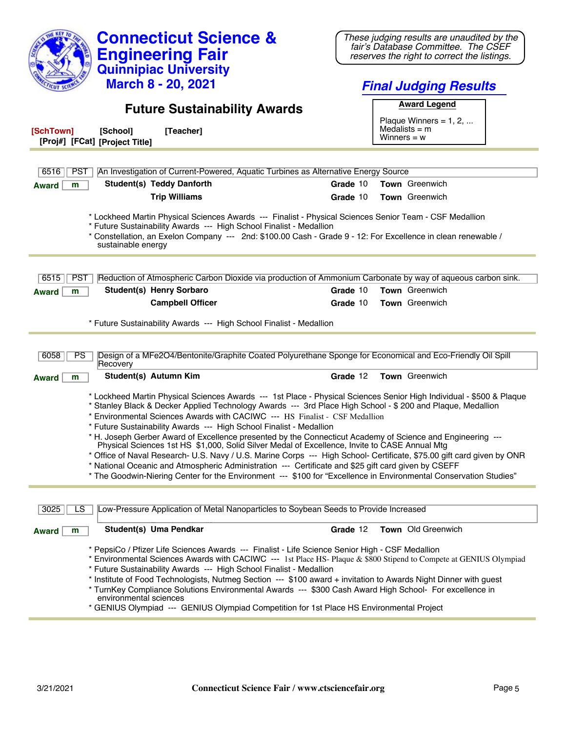# Connecticut Science & Engineering Fair

## Quinnipiac University

### March 8 - 20, 2021

*These judging results are unaudited by the fair's Database Committee. The CSEF reserves the right to correct the listings.*

***Final Judging Results***

## Future Sustainability Awards

**Award Legend**

Plaque Winners = 1, 2, ...
Medalists = m
Winners = w

**[SchTown]** **[School]** **[Teacher]**
**[Proj#]** **[FCat]** **[Project Title]**

---

6516 | PST | An Investigation of Current-Powered, Aquatic Turbines as Alternative Energy Source

**Award** m

**Student(s) Teddy Danforth** — **Grade** 10 — **Town** Greenwich
**Trip Williams** — **Grade** 10 — **Town** Greenwich

* Lockheed Martin Physical Sciences Awards --- Finalist - Physical Sciences Senior Team - CSF Medallion
* Future Sustainability Awards --- High School Finalist - Medallion
* Constellation, an Exelon Company --- 2nd: $100.00 Cash - Grade 9 - 12: For Excellence in clean renewable / sustainable energy

---

6515 | PST | Reduction of Atmospheric Carbon Dioxide via production of Ammonium Carbonate by way of aqueous carbon sink.

**Award** m

**Student(s) Henry Sorbaro** — **Grade** 10 — **Town** Greenwich
**Campbell Officer** — **Grade** 10 — **Town** Greenwich

* Future Sustainability Awards --- High School Finalist - Medallion

---

6058 | PS | Design of a MFe2O4/Bentonite/Graphite Coated Polyurethane Sponge for Economical and Eco-Friendly Oil Spill Recovery

**Award** m

**Student(s) Autumn Kim** — **Grade** 12 — **Town** Greenwich

* Lockheed Martin Physical Sciences Awards --- 1st Place - Physical Sciences Senior High Individual - $500 & Plaque
* Stanley Black & Decker Applied Technology Awards --- 3rd Place High School - $ 200 and Plaque, Medallion
* Environmental Sciences Awards with CACIWC --- HS Finalist - CSF Medallion
* Future Sustainability Awards --- High School Finalist - Medallion
* H. Joseph Gerber Award of Excellence presented by the Connecticut Academy of Science and Engineering --- Physical Sciences 1st HS $1,000, Solid Silver Medal of Excellence, Invite to CASE Annual Mtg
* Office of Naval Research- U.S. Navy / U.S. Marine Corps --- High School- Certificate, $75.00 gift card given by ONR
* National Oceanic and Atmospheric Administration --- Certificate and $25 gift card given by CSEFF
* The Goodwin-Niering Center for the Environment --- $100 for "Excellence in Environmental Conservation Studies"

---

3025 | LS | Low-Pressure Application of Metal Nanoparticles to Soybean Seeds to Provide Increased

**Award** m

**Student(s) Uma Pendkar** — **Grade** 12 — **Town** Old Greenwich

* PepsiCo / Pfizer Life Sciences Awards --- Finalist - Life Science Senior High - CSF Medallion
* Environmental Sciences Awards with CACIWC --- 1st Place HS- Plaque & $800 Stipend to Compete at GENIUS Olympiad
* Future Sustainability Awards --- High School Finalist - Medallion
* Institute of Food Technologists, Nutmeg Section --- $100 award + invitation to Awards Night Dinner with guest
* TurnKey Compliance Solutions Environmental Awards --- $300 Cash Award High School- For excellence in environmental sciences
* GENIUS Olympiad --- GENIUS Olympiad Competition for 1st Place HS Environmental Project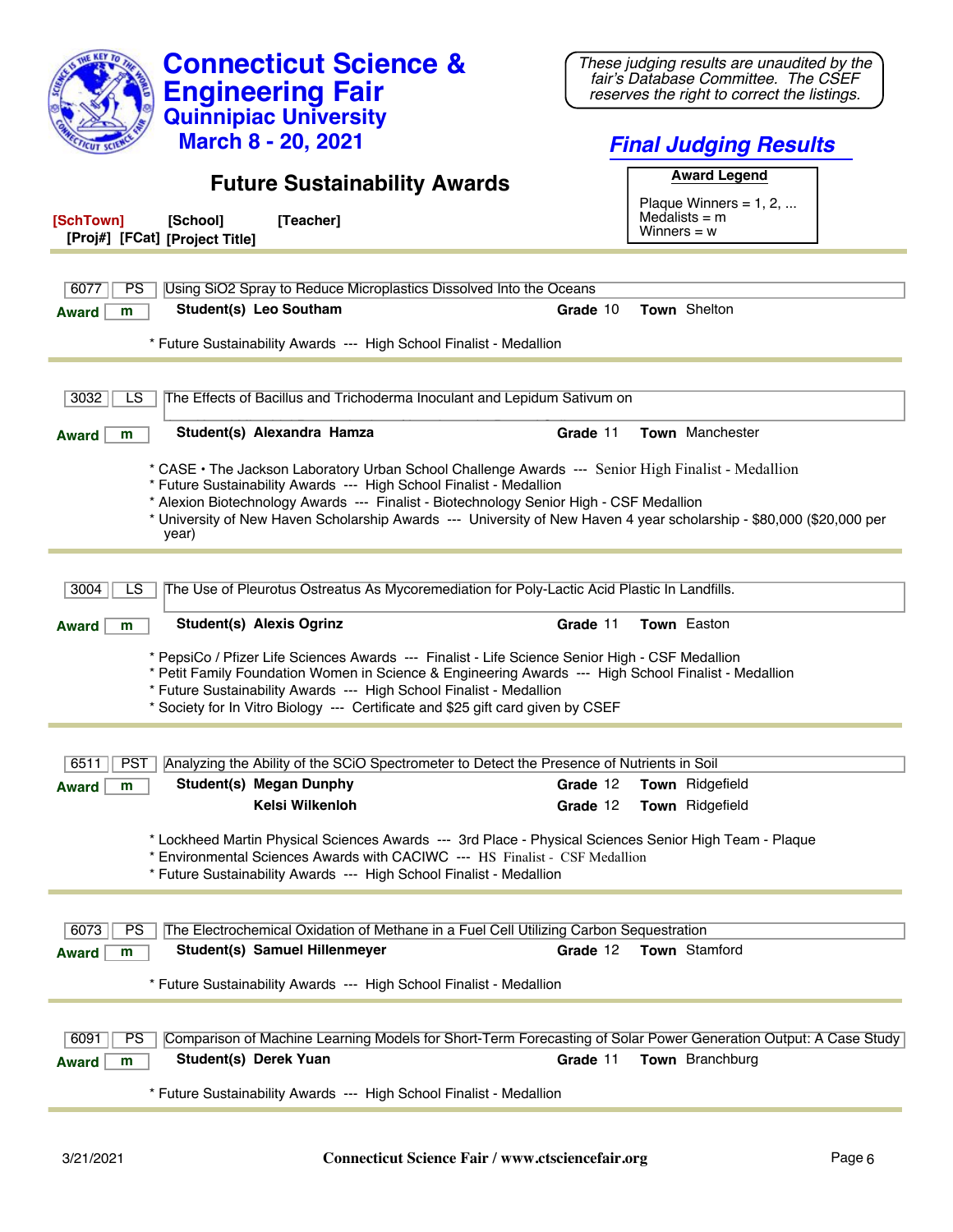# Connecticut Science & Engineering Fair

## Quinnipiac University

## March 8 - 20, 2021

*These judging results are unaudited by the fair's Database Committee. The CSEF reserves the right to correct the listings.*

## *Final Judging Results*

## Future Sustainability Awards

**Award Legend**

Plaque Winners = 1, 2, ...
Medalists = m
Winners = w

**[SchTown]** **[School]** **[Teacher]**
**[Proj#]** **[FCat]** **[Project Title]**

---

6077 | PS | Using SiO2 Spray to Reduce Microplastics Dissolved Into the Oceans

**Award** m — **Student(s)** **Leo Southam** — **Grade** 10 — **Town** Shelton

* Future Sustainability Awards --- High School Finalist - Medallion

---

3032 | LS | The Effects of Bacillus and Trichoderma Inoculant and Lepidum Sativum on

**Award** m — **Student(s)** **Alexandra Hamza** — **Grade** 11 — **Town** Manchester

* CASE • The Jackson Laboratory Urban School Challenge Awards --- Senior High Finalist - Medallion
* Future Sustainability Awards --- High School Finalist - Medallion
* Alexion Biotechnology Awards --- Finalist - Biotechnology Senior High - CSF Medallion
* University of New Haven Scholarship Awards --- University of New Haven 4 year scholarship - $80,000 ($20,000 per year)

---

3004 | LS | The Use of Pleurotus Ostreatus As Mycoremediation for Poly-Lactic Acid Plastic In Landfills.

**Award** m — **Student(s)** **Alexis Ogrinz** — **Grade** 11 — **Town** Easton

* PepsiCo / Pfizer Life Sciences Awards --- Finalist - Life Science Senior High - CSF Medallion
* Petit Family Foundation Women in Science & Engineering Awards --- High School Finalist - Medallion
* Future Sustainability Awards --- High School Finalist - Medallion
* Society for In Vitro Biology --- Certificate and $25 gift card given by CSEF

---

6511 | PST | Analyzing the Ability of the SCiO Spectrometer to Detect the Presence of Nutrients in Soil

**Award** m — **Student(s)** **Megan Dunphy** — **Grade** 12 — **Town** Ridgefield
**Kelsi Wilkenloh** — **Grade** 12 — **Town** Ridgefield

* Lockheed Martin Physical Sciences Awards --- 3rd Place - Physical Sciences Senior High Team - Plaque
* Environmental Sciences Awards with CACIWC --- HS Finalist - CSF Medallion
* Future Sustainability Awards --- High School Finalist - Medallion

---

6073 | PS | The Electrochemical Oxidation of Methane in a Fuel Cell Utilizing Carbon Sequestration

**Award** m — **Student(s)** **Samuel Hillenmeyer** — **Grade** 12 — **Town** Stamford

* Future Sustainability Awards --- High School Finalist - Medallion

---

6091 | PS | Comparison of Machine Learning Models for Short-Term Forecasting of Solar Power Generation Output: A Case Study

**Award** m — **Student(s)** **Derek Yuan** — **Grade** 11 — **Town** Branchburg

* Future Sustainability Awards --- High School Finalist - Medallion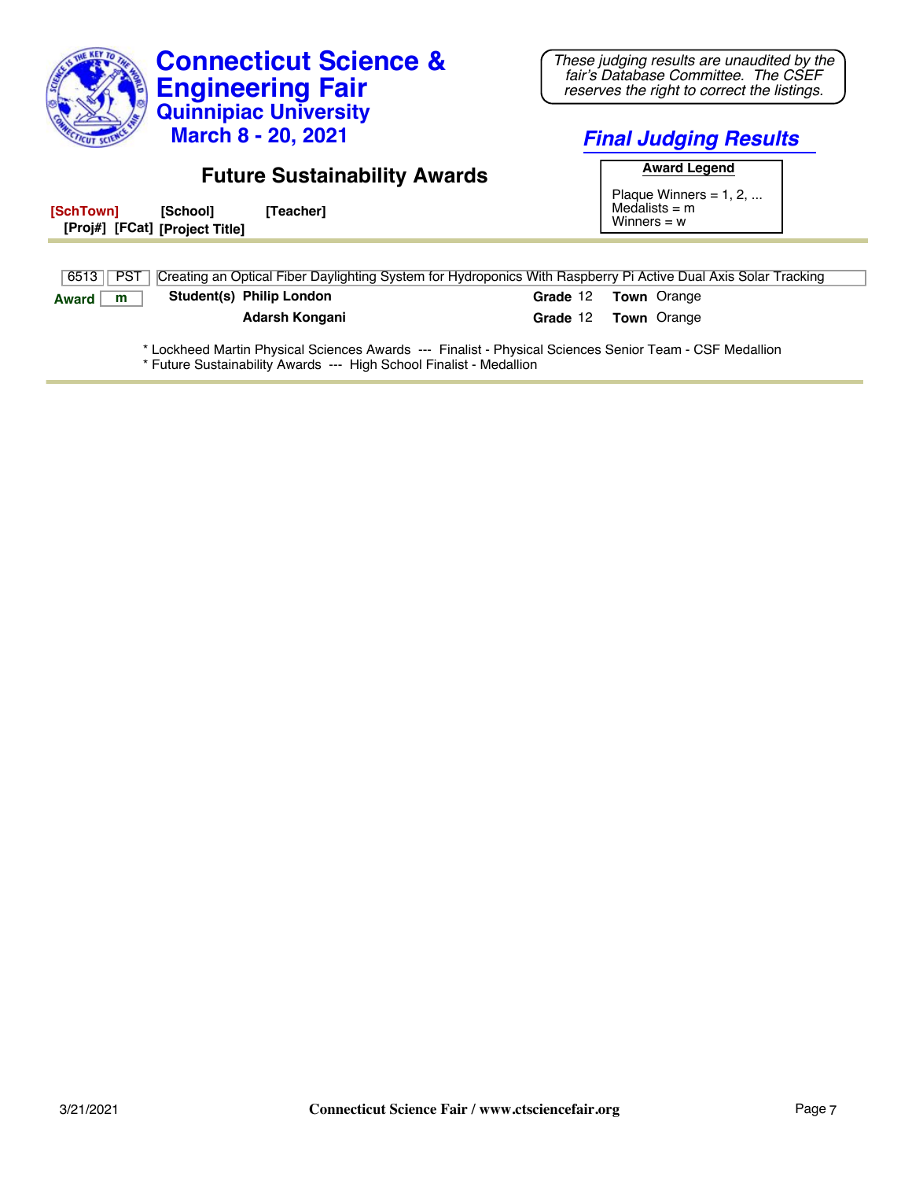# Connecticut Science & Engineering Fair

## Quinnipiac University

### March 8 - 20, 2021

*These judging results are unaudited by the fair's Database Committee. The CSEF reserves the right to correct the listings.*

## *Final Judging Results*

## Future Sustainability Awards

**Award Legend**

Plaque Winners = 1, 2, ...
Medalists = m
Winners = w

**[SchTown]** **[School]** **[Teacher]**
**[Proj#]** **[FCat]** **[Project Title]**

---

6513 | PST | Creating an Optical Fiber Daylighting System for Hydroponics With Raspberry Pi Active Dual Axis Solar Tracking

**Award** m

**Student(s)** **Philip London** — **Grade** 12 — **Town** Orange
**Adarsh Kongani** — **Grade** 12 — **Town** Orange

* Lockheed Martin Physical Sciences Awards --- Finalist - Physical Sciences Senior Team - CSF Medallion
* Future Sustainability Awards --- High School Finalist - Medallion

---

3/21/2021 Connecticut Science Fair / www.ctsciencefair.org